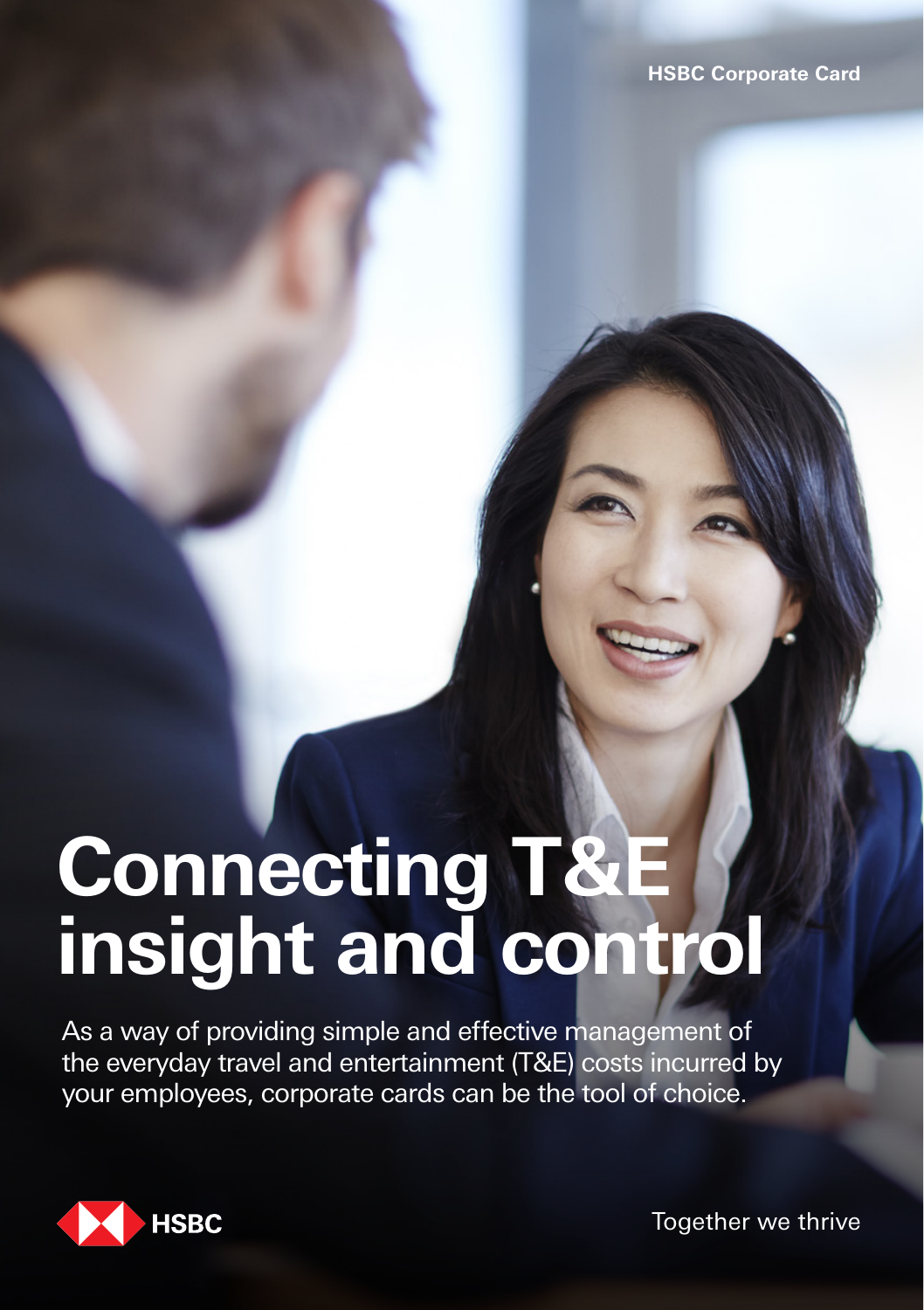HSBC Corporate Card

# Connecting T&E insight and control

As a way of providing simple and effective management of the everyday travel and entertainment (T&E) costs incurred by your employees, corporate cards can be the tool of choice.

HSBC

Together we thrive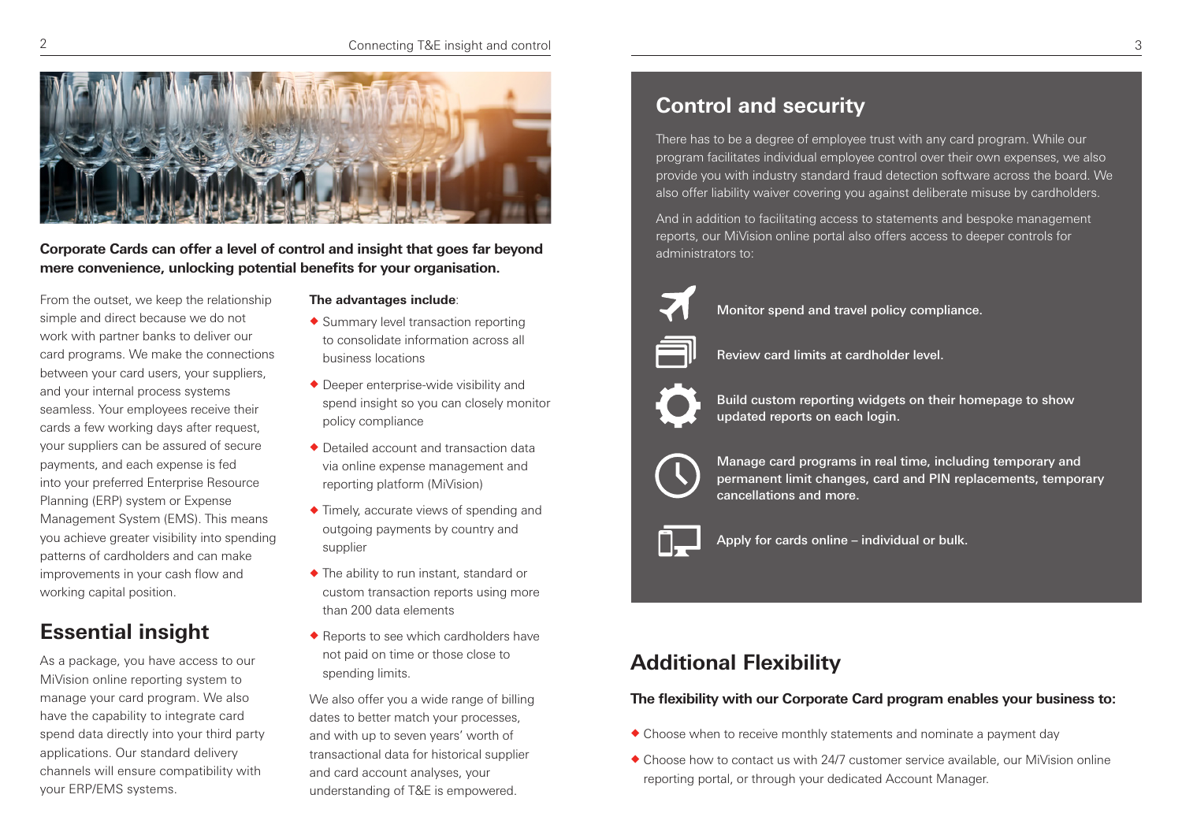**Corporate Cards can offer a level of control and insight that goes far beyond mere convenience, unlocking potential benefits for your organisation.**

From the outset, we keep the relationship simple and direct because we do not work with partner banks to deliver our card programs. We make the connections between your card users, your suppliers, and your internal process systems seamless. Your employees receive their cards a few working days after request, your suppliers can be assured of secure payments, and each expense is fed into your preferred Enterprise Resource Planning (ERP) system or Expense Management System (EMS). This means you achieve greater visibility into spending patterns of cardholders and can make improvements in your cash flow and working capital position.

## Essential insight

As a package, you have access to our MiVision online reporting system to manage your card program. We also have the capability to integrate card spend data directly into your third party applications. Our standard delivery channels will ensure compatibility with your ERP/EMS systems.

**The advantages include**:

- Summary level transaction reporting to consolidate information across all business locations
- Deeper enterprise-wide visibility and spend insight so you can closely monitor policy compliance
- Detailed account and transaction data via online expense management and reporting platform (MiVision)
- Timely, accurate views of spending and outgoing payments by country and supplier
- The ability to run instant, standard or custom transaction reports using more than 200 data elements
- Reports to see which cardholders have not paid on time or those close to spending limits.

We also offer you a wide range of billing dates to better match your processes, and with up to seven years' worth of transactional data for historical supplier and card account analyses, your understanding of T&E is empowered.

## Control and security

There has to be a degree of employee trust with any card program. While our program facilitates individual employee control over their own expenses, we also provide you with industry standard fraud detection software across the board. We also offer liability waiver covering you against deliberate misuse by cardholders.

And in addition to facilitating access to statements and bespoke management reports, our MiVision online portal also offers access to deeper controls for administrators to:

- **Monitor spend and travel policy compliance.**
- **Review card limits at cardholder level.**
- **Build custom reporting widgets on their homepage to show updated reports on each login.**
- **Manage card programs in real time, including temporary and permanent limit changes, card and PIN replacements, temporary cancellations and more.**
- **Apply for cards online – individual or bulk.**

## Additional Flexibility

**The flexibility with our Corporate Card program enables your business to:**

- Choose when to receive monthly statements and nominate a payment day
- Choose how to contact us with 24/7 customer service available, our MiVision online reporting portal, or through your dedicated Account Manager.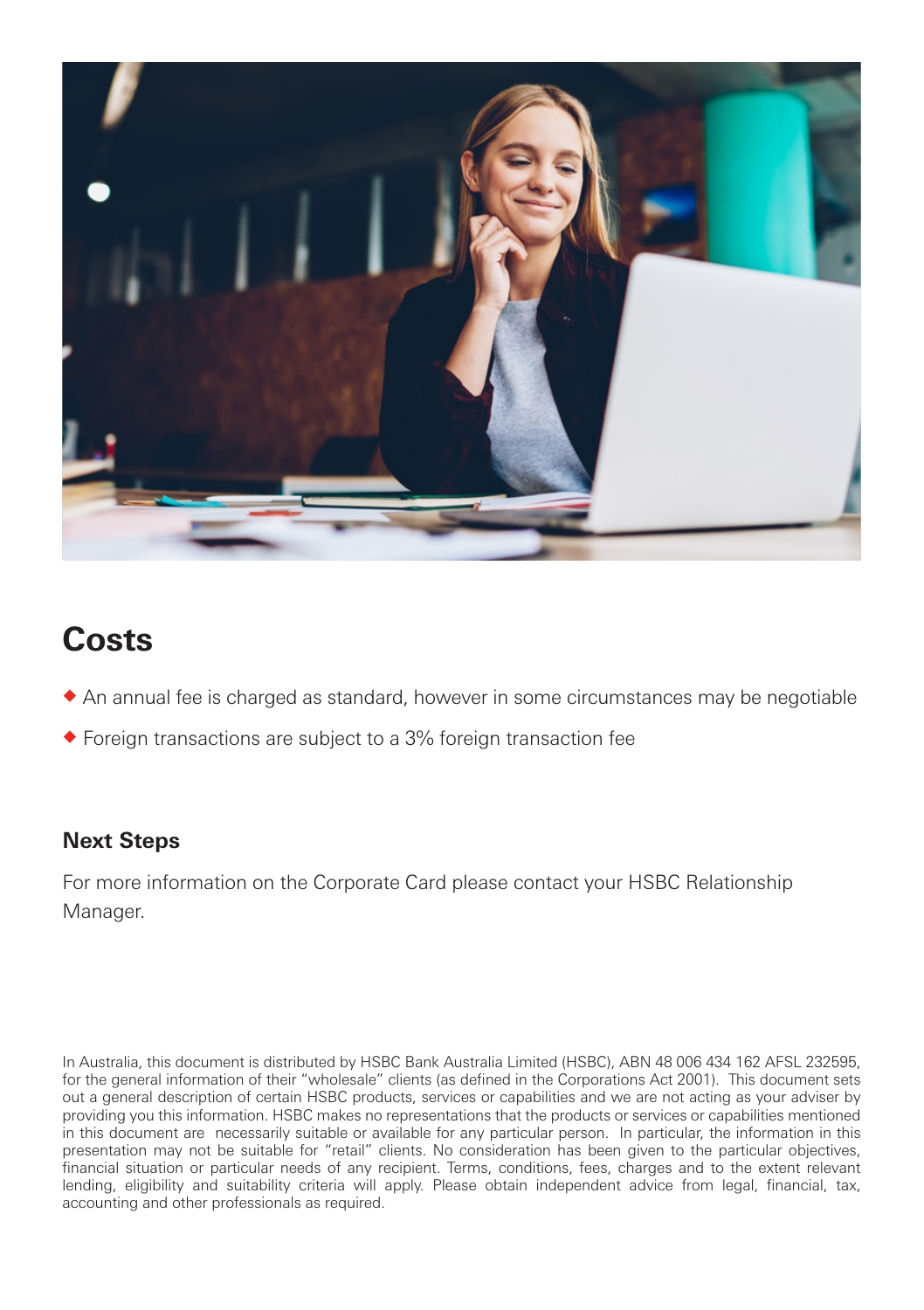## Costs

- An annual fee is charged as standard, however in some circumstances may be negotiable
- Foreign transactions are subject to a 3% foreign transaction fee

### Next Steps

For more information on the Corporate Card please contact your HSBC Relationship Manager.

In Australia, this document is distributed by HSBC Bank Australia Limited (HSBC), ABN 48 006 434 162 AFSL 232595, for the general information of their "wholesale" clients (as defined in the Corporations Act 2001). This document sets out a general description of certain HSBC products, services or capabilities and we are not acting as your adviser by providing you this information. HSBC makes no representations that the products or services or capabilities mentioned in this document are necessarily suitable or available for any particular person. In particular, the information in this presentation may not be suitable for "retail" clients. No consideration has been given to the particular objectives, financial situation or particular needs of any recipient. Terms, conditions, fees, charges and to the extent relevant lending, eligibility and suitability criteria will apply. Please obtain independent advice from legal, financial, tax, accounting and other professionals as required.